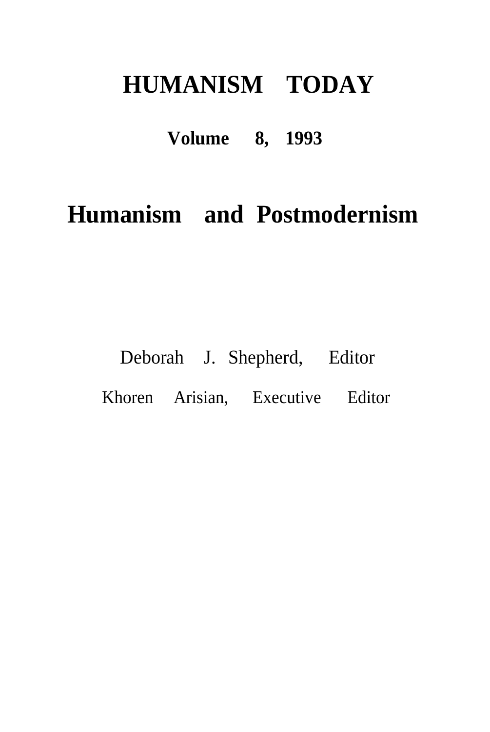# HUMANISM TODAY

## Volume 8, 1993

# Humanism and Postmodernism

Deborah J. Shepherd, Editor

Khoren Arisian, Executive Editor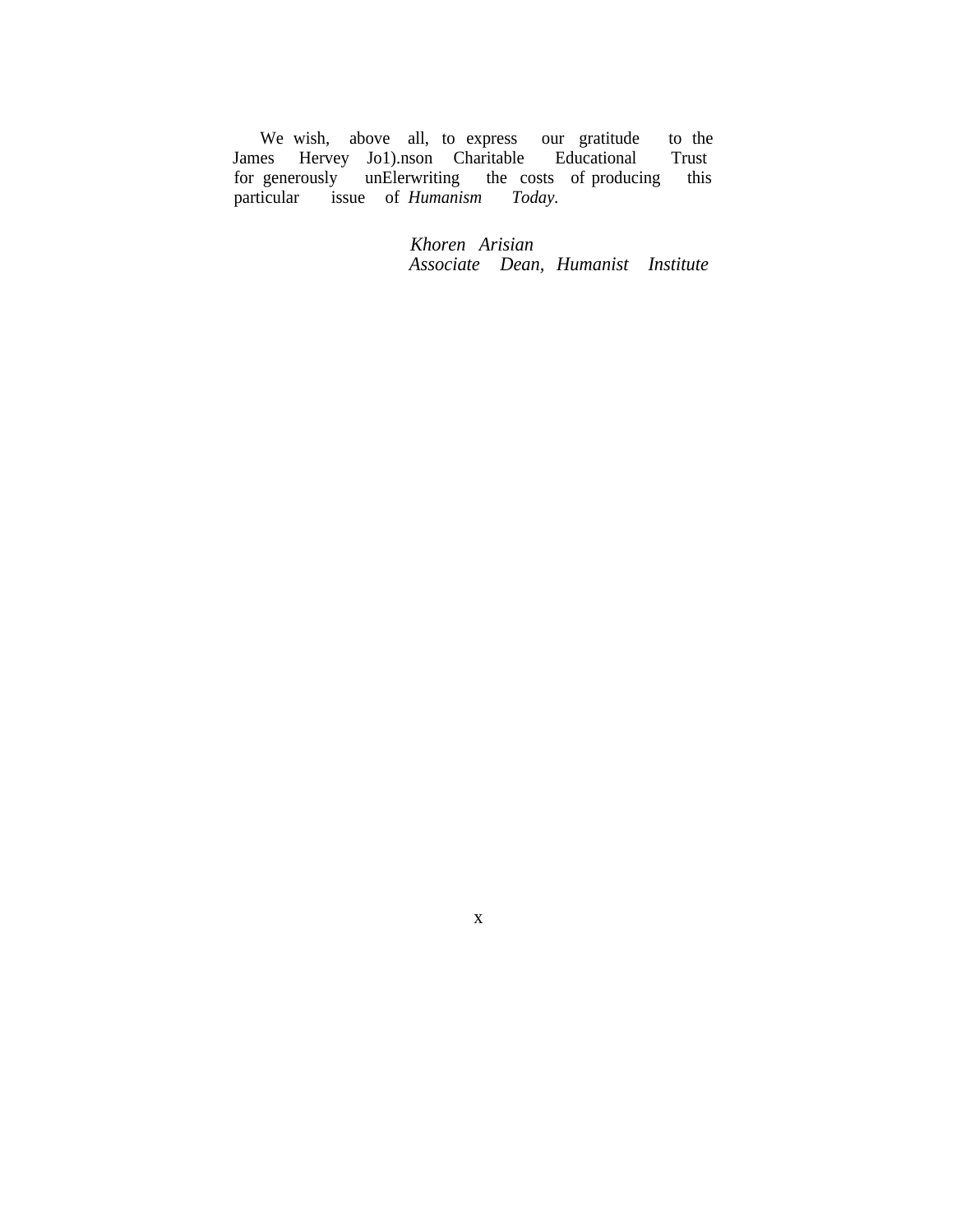We wish, above all, to express our gratitude to the James Hervey Jo1).nson Charitable Educational Trust for generously unElerwriting the costs of producing this particular issue of *Humanism Today*.

*Khoren Arisian*
*Associate Dean, Humanist Institute*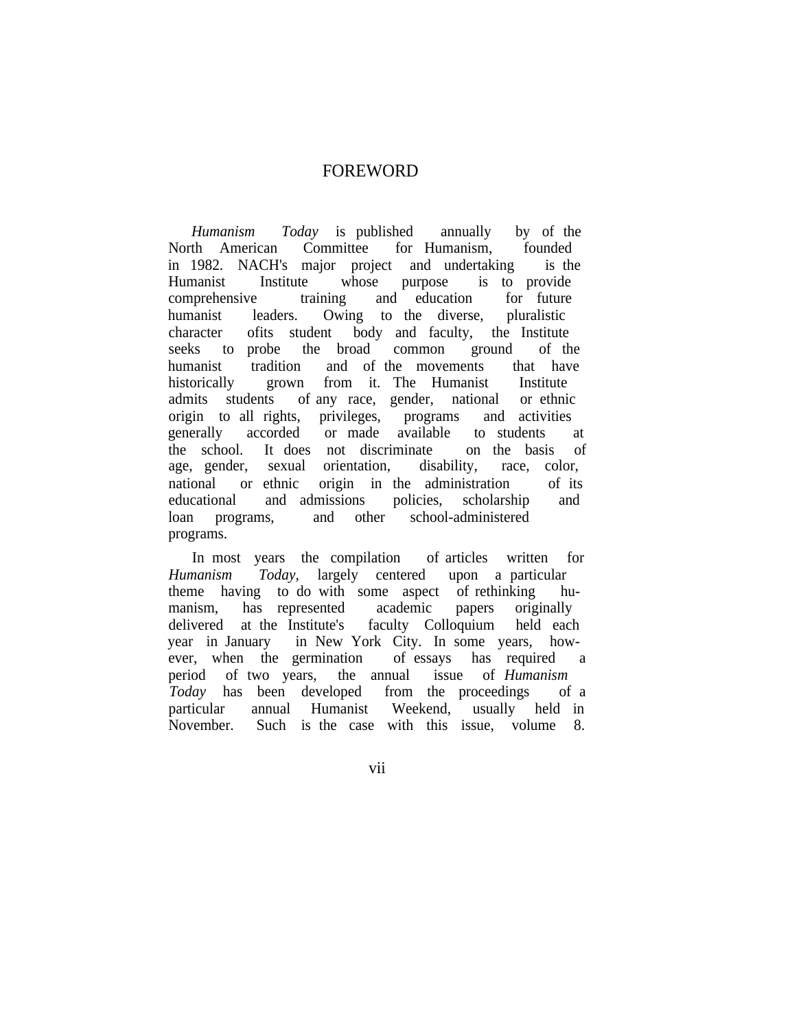# FOREWORD

*Humanism Today* is published annually by of the North American Committee for Humanism, founded in 1982. NACH's major project and undertaking is the Humanist Institute whose purpose is to provide comprehensive training and education for future humanist leaders. Owing to the diverse, pluralistic character ofits student body and faculty, the Institute seeks to probe the broad common ground of the humanist tradition and of the movements that have historically grown from it. The Humanist Institute admits students of any race, gender, national or ethnic origin to all rights, privileges, programs and activities generally accorded or made available to students at the school. It does not discriminate on the basis of age, gender, sexual orientation, disability, race, color, national or ethnic origin in the administration of its educational and admissions policies, scholarship and loan programs, and other school-administered programs.

In most years the compilation of articles written for *Humanism Today*, largely centered upon a particular theme having to do with some aspect of rethinking humanism, has represented academic papers originally delivered at the Institute's faculty Colloquium held each year in January in New York City. In some years, however, when the germination of essays has required a period of two years, the annual issue of *Humanism Today* has been developed from the proceedings of a particular annual Humanist Weekend, usually held in November. Such is the case with this issue, volume 8.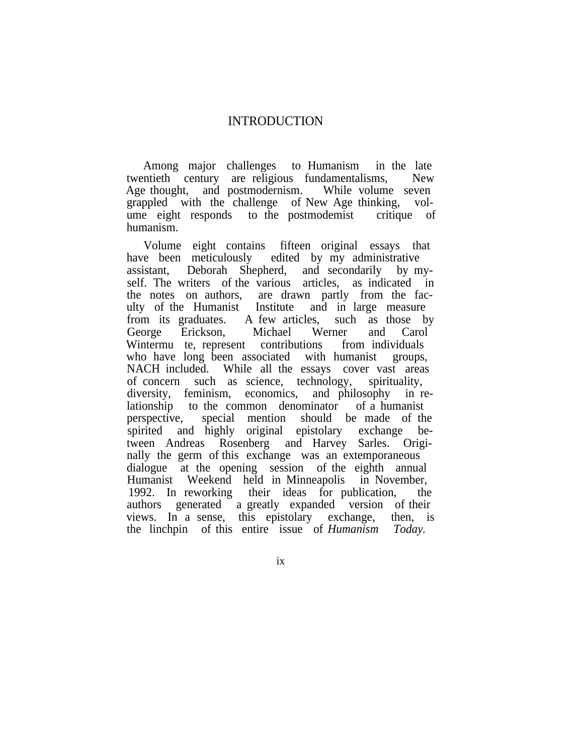# INTRODUCTION

Among major challenges to Humanism in the late twentieth century are religious fundamentalisms, New Age thought, and postmodernism. While volume seven grappled with the challenge of New Age thinking, volume eight responds to the postmodemist critique of humanism.

Volume eight contains fifteen original essays that have been meticulously edited by my administrative assistant, Deborah Shepherd, and secondarily by myself. The writers of the various articles, as indicated in the notes on authors, are drawn partly from the faculty of the Humanist Institute and in large measure from its graduates. A few articles, such as those by George Erickson, Michael Werner and Carol Wintermu te, represent contributions from individuals who have long been associated with humanist groups, NACH included. While all the essays cover vast areas of concern such as science, technology, spirituality, diversity, feminism, economics, and philosophy in relationship to the common denominator of a humanist perspective, special mention should be made of the spirited and highly original epistolary exchange between Andreas Rosenberg and Harvey Sarles. Originally the germ of this exchange was an extemporaneous dialogue at the opening session of the eighth annual Humanist Weekend held in Minneapolis in November, 1992. In reworking their ideas for publication, the authors generated a greatly expanded version of their views. In a sense, this epistolary exchange, then, is the linchpin of this entire issue of *Humanism Today.*